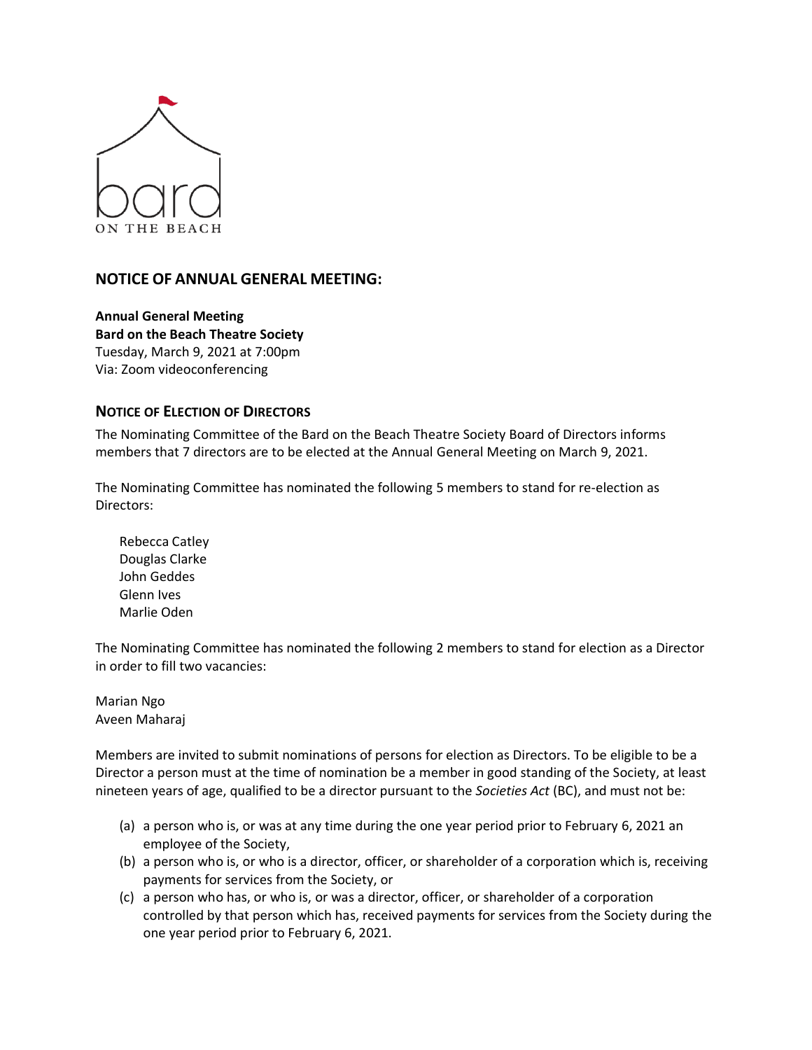bard

ON THE BEACH

## NOTICE OF ANNUAL GENERAL MEETING:

**Annual General Meeting**
**Bard on the Beach Theatre Society**
Tuesday, March 9, 2021 at 7:00pm
Via: Zoom videoconferencing

### NOTICE OF ELECTION OF DIRECTORS

The Nominating Committee of the Bard on the Beach Theatre Society Board of Directors informs members that 7 directors are to be elected at the Annual General Meeting on March 9, 2021.

The Nominating Committee has nominated the following 5 members to stand for re-election as Directors:

Rebecca Catley
Douglas Clarke
John Geddes
Glenn Ives
Marlie Oden

The Nominating Committee has nominated the following 2 members to stand for election as a Director in order to fill two vacancies:

Marian Ngo
Aveen Maharaj

Members are invited to submit nominations of persons for election as Directors. To be eligible to be a Director a person must at the time of nomination be a member in good standing of the Society, at least nineteen years of age, qualified to be a director pursuant to the *Societies Act* (BC), and must not be:

(a) a person who is, or was at any time during the one year period prior to February 6, 2021 an employee of the Society,
(b) a person who is, or who is a director, officer, or shareholder of a corporation which is, receiving payments for services from the Society, or
(c) a person who has, or who is, or was a director, officer, or shareholder of a corporation controlled by that person which has, received payments for services from the Society during the one year period prior to February 6, 2021.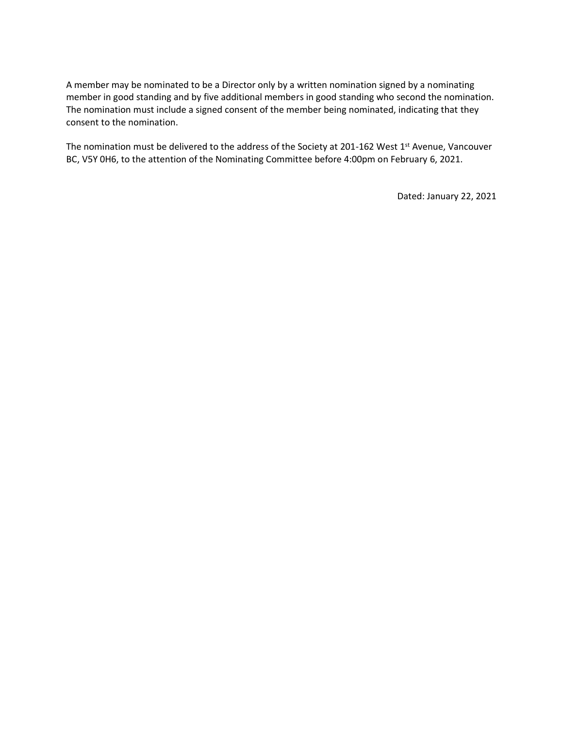A member may be nominated to be a Director only by a written nomination signed by a nominating member in good standing and by five additional members in good standing who second the nomination. The nomination must include a signed consent of the member being nominated, indicating that they consent to the nomination.

The nomination must be delivered to the address of the Society at 201-162 West 1st Avenue, Vancouver BC, V5Y 0H6, to the attention of the Nominating Committee before 4:00pm on February 6, 2021.

Dated: January 22, 2021